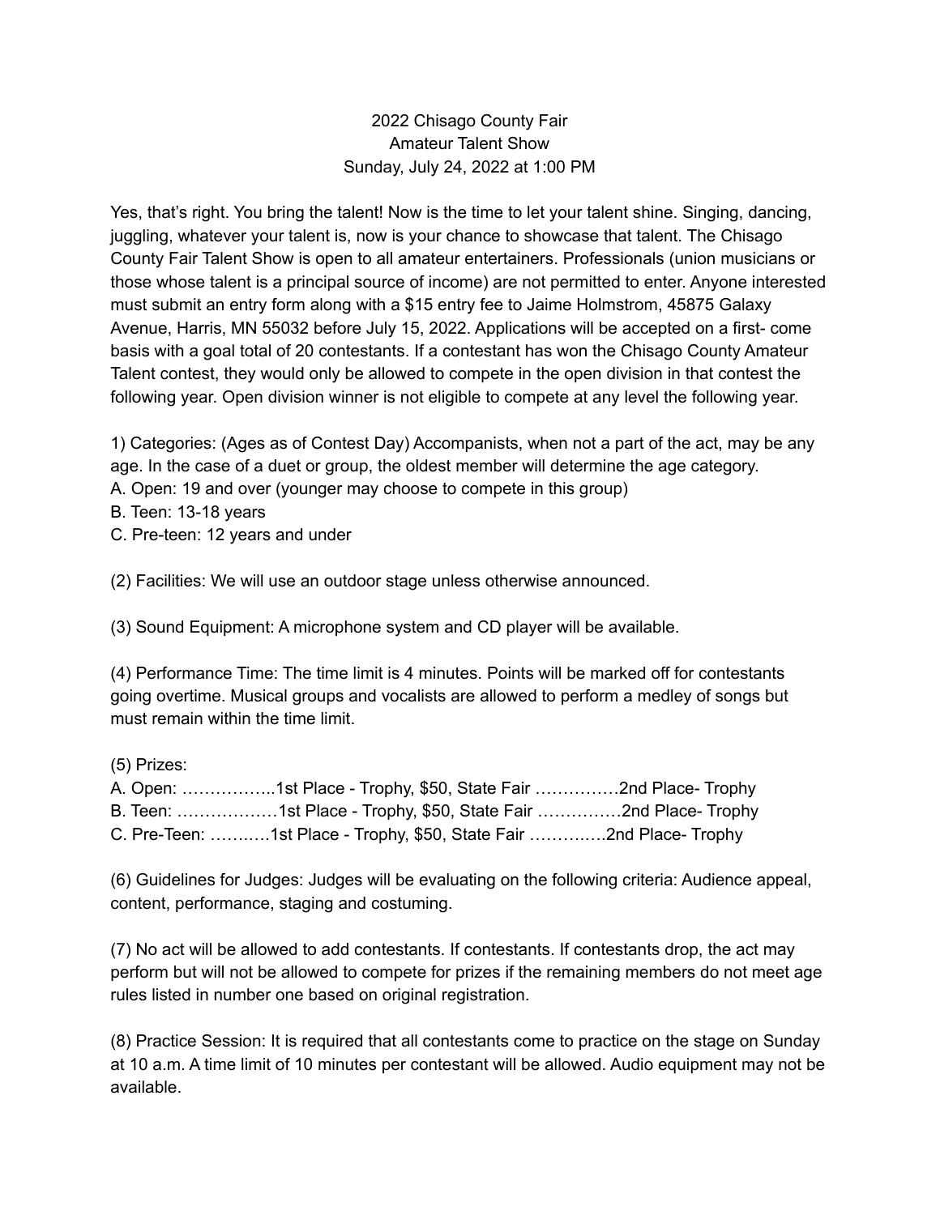# 2022 Chisago County Fair
## Amateur Talent Show
### Sunday, July 24, 2022 at 1:00 PM

Yes, that's right. You bring the talent! Now is the time to let your talent shine. Singing, dancing, juggling, whatever your talent is, now is your chance to showcase that talent. The Chisago County Fair Talent Show is open to all amateur entertainers. Professionals (union musicians or those whose talent is a principal source of income) are not permitted to enter. Anyone interested must submit an entry form along with a $15 entry fee to Jaime Holmstrom, 45875 Galaxy Avenue, Harris, MN 55032 before July 15, 2022. Applications will be accepted on a first- come basis with a goal total of 20 contestants. If a contestant has won the Chisago County Amateur Talent contest, they would only be allowed to compete in the open division in that contest the following year. Open division winner is not eligible to compete at any level the following year.

1) Categories: (Ages as of Contest Day) Accompanists, when not a part of the act, may be any age. In the case of a duet or group, the oldest member will determine the age category.
A. Open: 19 and over (younger may choose to compete in this group)
B. Teen: 13-18 years
C. Pre-teen: 12 years and under

(2) Facilities: We will use an outdoor stage unless otherwise announced.

(3) Sound Equipment: A microphone system and CD player will be available.

(4) Performance Time: The time limit is 4 minutes. Points will be marked off for contestants going overtime. Musical groups and vocalists are allowed to perform a medley of songs but must remain within the time limit.

(5) Prizes:
A. Open: ……………..1st Place - Trophy, $50, State Fair ……………2nd Place- Trophy
B. Teen: ………………1st Place - Trophy, $50, State Fair ……………2nd Place- Trophy
C. Pre-Teen: ………..1st Place - Trophy, $50, State Fair ………….2nd Place- Trophy

(6) Guidelines for Judges: Judges will be evaluating on the following criteria: Audience appeal, content, performance, staging and costuming.

(7) No act will be allowed to add contestants. If contestants. If contestants drop, the act may perform but will not be allowed to compete for prizes if the remaining members do not meet age rules listed in number one based on original registration.

(8) Practice Session: It is required that all contestants come to practice on the stage on Sunday at 10 a.m. A time limit of 10 minutes per contestant will be allowed. Audio equipment may not be available.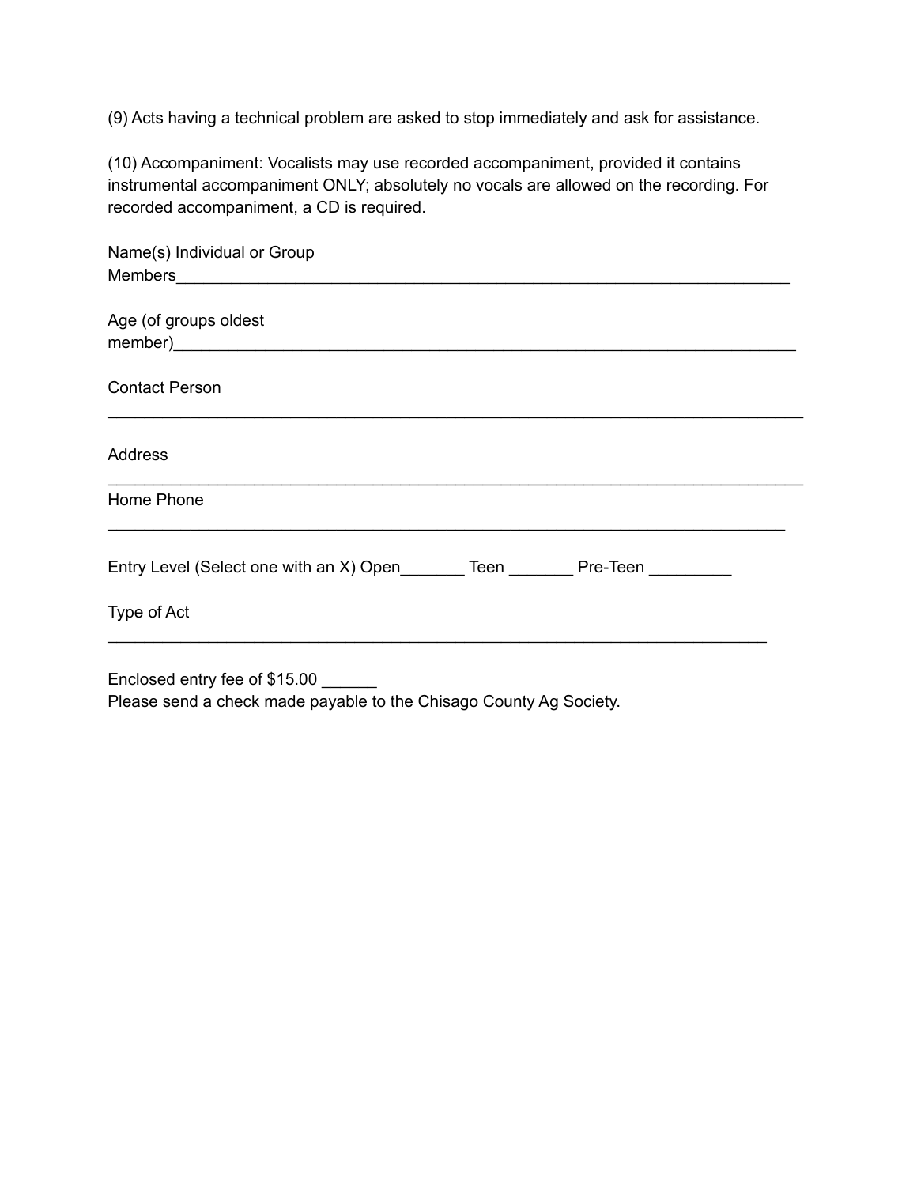(9) Acts having a technical problem are asked to stop immediately and ask for assistance.

(10) Accompaniment: Vocalists may use recorded accompaniment, provided it contains instrumental accompaniment ONLY; absolutely no vocals are allowed on the recording. For recorded accompaniment, a CD is required.

Name(s) Individual or Group Members______________________________________________________________________

Age (of groups oldest member)______________________________________________________________________

Contact Person

________________________________________________________________________________

Address

________________________________________________________________________________

Home Phone

______________________________________________________________________________

Entry Level (Select one with an X) Open_______ Teen _______ Pre-Teen _________

Type of Act

____________________________________________________________________________

Enclosed entry fee of $15.00 ______

Please send a check made payable to the Chisago County Ag Society.